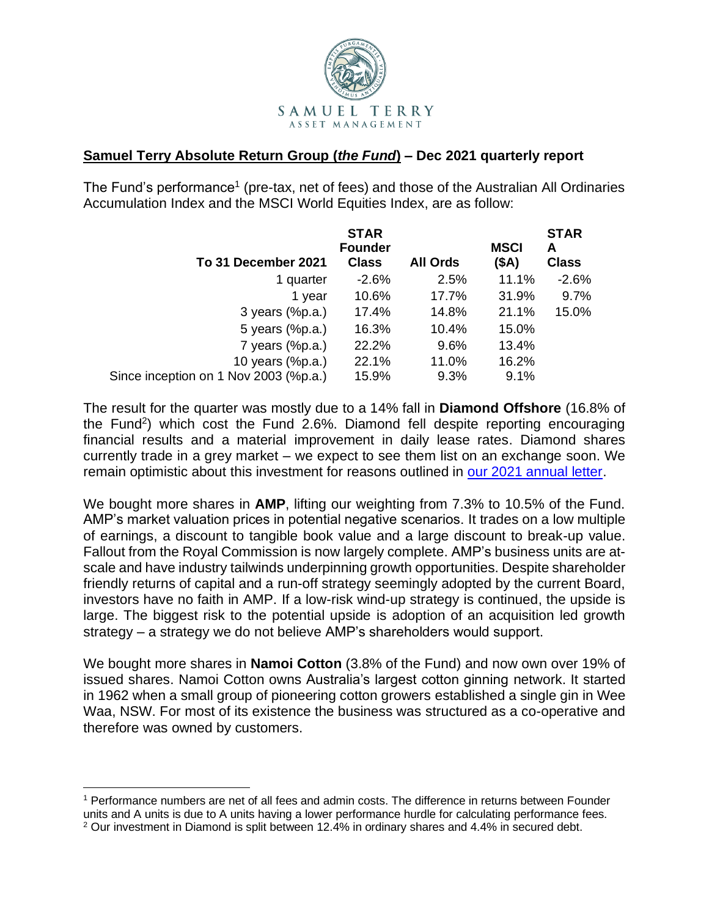SAMUEL TERRY
ASSET MANAGEMENT

**Samuel Terry Absolute Return Group (*the Fund*) – Dec 2021 quarterly report**

The Fund's performance[1] (pre-tax, net of fees) and those of the Australian All Ordinaries Accumulation Index and the MSCI World Equities Index, are as follow:

| To 31 December 2021 | STAR Founder Class | All Ords | MSCI ($A) | STAR A Class |
|---|---|---|---|---|
| 1 quarter | -2.6% | 2.5% | 11.1% | -2.6% |
| 1 year | 10.6% | 17.7% | 31.9% | 9.7% |
| 3 years (%p.a.) | 17.4% | 14.8% | 21.1% | 15.0% |
| 5 years (%p.a.) | 16.3% | 10.4% | 15.0% | |
| 7 years (%p.a.) | 22.2% | 9.6% | 13.4% | |
| 10 years (%p.a.) | 22.1% | 11.0% | 16.2% | |
| Since inception on 1 Nov 2003 (%p.a.) | 15.9% | 9.3% | 9.1% | |

The result for the quarter was mostly due to a 14% fall in **Diamond Offshore** (16.8% of the Fund[2]) which cost the Fund 2.6%. Diamond fell despite reporting encouraging financial results and a material improvement in daily lease rates. Diamond shares currently trade in a grey market – we expect to see them list on an exchange soon. We remain optimistic about this investment for reasons outlined in our 2021 annual letter.

We bought more shares in **AMP**, lifting our weighting from 7.3% to 10.5% of the Fund. AMP's market valuation prices in potential negative scenarios. It trades on a low multiple of earnings, a discount to tangible book value and a large discount to break-up value. Fallout from the Royal Commission is now largely complete. AMP's business units are at-scale and have industry tailwinds underpinning growth opportunities. Despite shareholder friendly returns of capital and a run-off strategy seemingly adopted by the current Board, investors have no faith in AMP. If a low-risk wind-up strategy is continued, the upside is large. The biggest risk to the potential upside is adoption of an acquisition led growth strategy – a strategy we do not believe AMP's shareholders would support.

We bought more shares in **Namoi Cotton** (3.8% of the Fund) and now own over 19% of issued shares. Namoi Cotton owns Australia's largest cotton ginning network. It started in 1962 when a small group of pioneering cotton growers established a single gin in Wee Waa, NSW. For most of its existence the business was structured as a co-operative and therefore was owned by customers.

---

[1] Performance numbers are net of all fees and admin costs. The difference in returns between Founder units and A units is due to A units having a lower performance hurdle for calculating performance fees.

[2] Our investment in Diamond is split between 12.4% in ordinary shares and 4.4% in secured debt.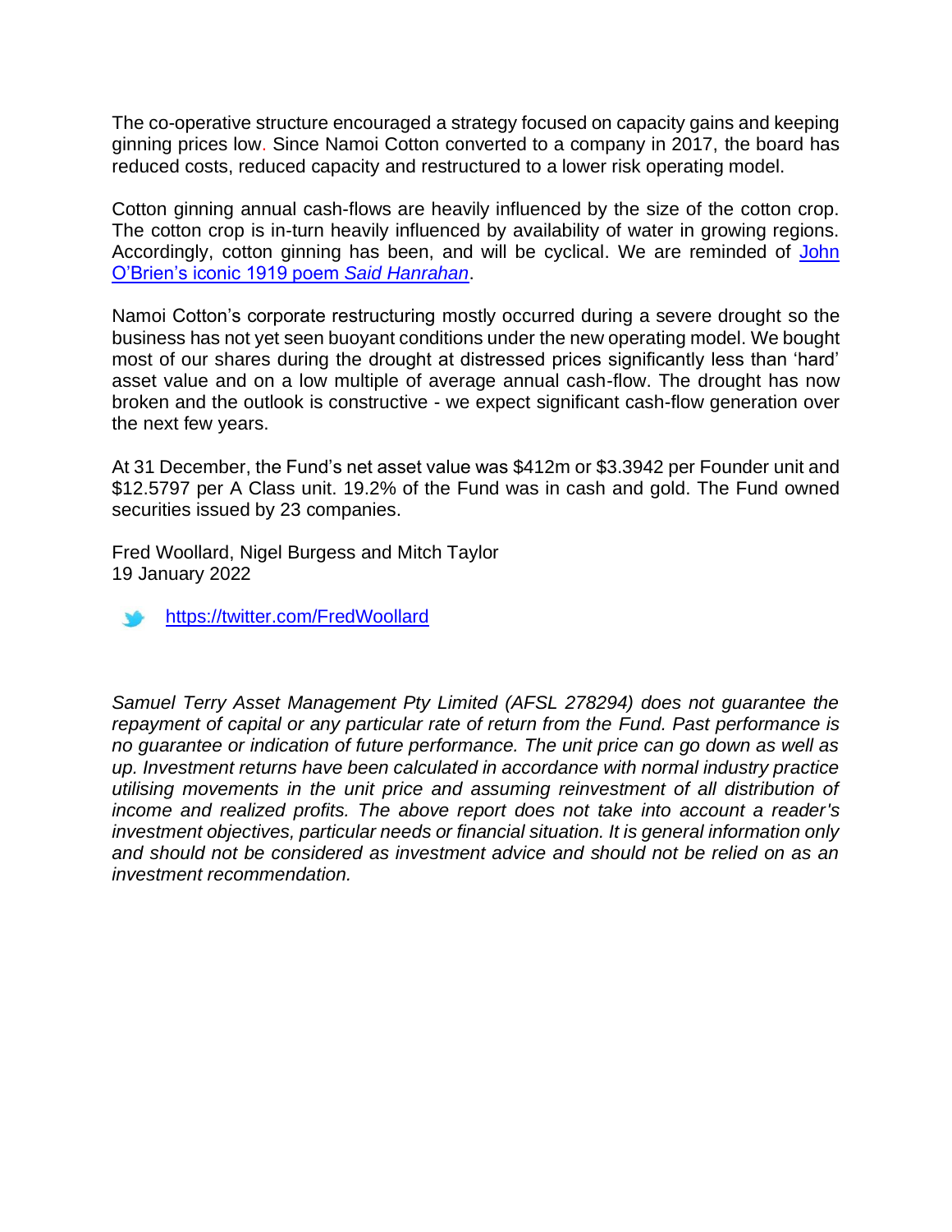The co-operative structure encouraged a strategy focused on capacity gains and keeping ginning prices low. Since Namoi Cotton converted to a company in 2017, the board has reduced costs, reduced capacity and restructured to a lower risk operating model.

Cotton ginning annual cash-flows are heavily influenced by the size of the cotton crop. The cotton crop is in-turn heavily influenced by availability of water in growing regions. Accordingly, cotton ginning has been, and will be cyclical. We are reminded of [John O'Brien's iconic 1919 poem *Said Hanrahan*].

Namoi Cotton's corporate restructuring mostly occurred during a severe drought so the business has not yet seen buoyant conditions under the new operating model. We bought most of our shares during the drought at distressed prices significantly less than 'hard' asset value and on a low multiple of average annual cash-flow. The drought has now broken and the outlook is constructive - we expect significant cash-flow generation over the next few years.

At 31 December, the Fund's net asset value was $412m or $3.3942 per Founder unit and $12.5797 per A Class unit. 19.2% of the Fund was in cash and gold. The Fund owned securities issued by 23 companies.

Fred Woollard, Nigel Burgess and Mitch Taylor
19 January 2022

https://twitter.com/FredWoollard

*Samuel Terry Asset Management Pty Limited (AFSL 278294) does not guarantee the repayment of capital or any particular rate of return from the Fund. Past performance is no guarantee or indication of future performance. The unit price can go down as well as up. Investment returns have been calculated in accordance with normal industry practice utilising movements in the unit price and assuming reinvestment of all distribution of income and realized profits. The above report does not take into account a reader's investment objectives, particular needs or financial situation. It is general information only and should not be considered as investment advice and should not be relied on as an investment recommendation.*